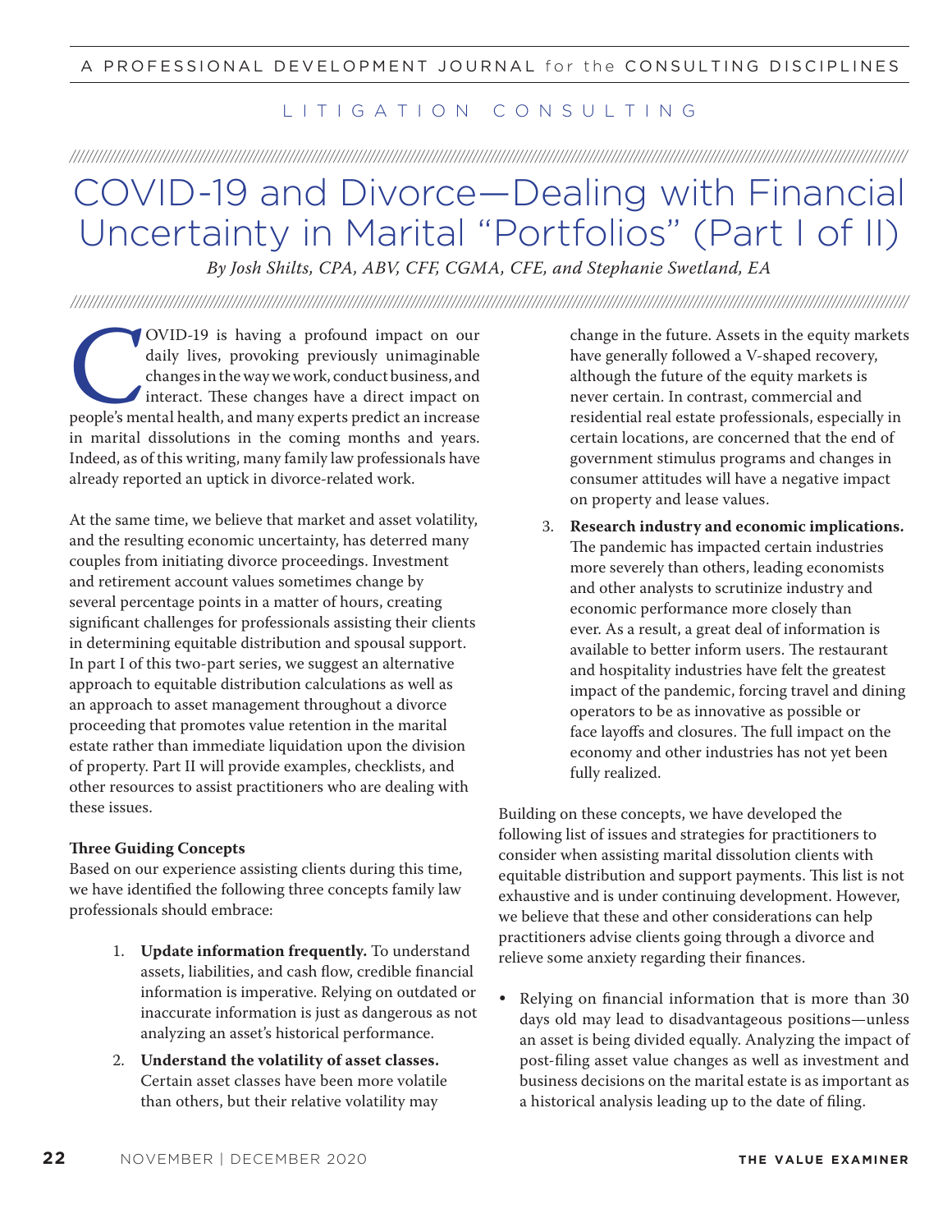LITIGATION CONSULTING

# COVID-19 and Divorce—Dealing with Financial Uncertainty in Marital "Portfolios" (Part I of II)

*By Josh Shilts, CPA, ABV, CFF, CGMA, CFE, and Stephanie Swetland, EA*

COVID-19 is having a profound impact on our daily lives, provoking previously unimaginable changes in the way we work, conduct business, and interact. These changes have a direct impact on people's mental health, and many experts predict an increase in marital dissolutions in the coming months and years. Indeed, as of this writing, many family law professionals have already reported an uptick in divorce-related work.

At the same time, we believe that market and asset volatility, and the resulting economic uncertainty, has deterred many couples from initiating divorce proceedings. Investment and retirement account values sometimes change by several percentage points in a matter of hours, creating significant challenges for professionals assisting their clients in determining equitable distribution and spousal support. In part I of this two-part series, we suggest an alternative approach to equitable distribution calculations as well as an approach to asset management throughout a divorce proceeding that promotes value retention in the marital estate rather than immediate liquidation upon the division of property. Part II will provide examples, checklists, and other resources to assist practitioners who are dealing with these issues.

**Three Guiding Concepts**

Based on our experience assisting clients during this time, we have identified the following three concepts family law professionals should embrace:

1. **Update information frequently.** To understand assets, liabilities, and cash flow, credible financial information is imperative. Relying on outdated or inaccurate information is just as dangerous as not analyzing an asset's historical performance.
2. **Understand the volatility of asset classes.** Certain asset classes have been more volatile than others, but their relative volatility may change in the future. Assets in the equity markets have generally followed a V-shaped recovery, although the future of the equity markets is never certain. In contrast, commercial and residential real estate professionals, especially in certain locations, are concerned that the end of government stimulus programs and changes in consumer attitudes will have a negative impact on property and lease values.
3. **Research industry and economic implications.** The pandemic has impacted certain industries more severely than others, leading economists and other analysts to scrutinize industry and economic performance more closely than ever. As a result, a great deal of information is available to better inform users. The restaurant and hospitality industries have felt the greatest impact of the pandemic, forcing travel and dining operators to be as innovative as possible or face layoffs and closures. The full impact on the economy and other industries has not yet been fully realized.

Building on these concepts, we have developed the following list of issues and strategies for practitioners to consider when assisting marital dissolution clients with equitable distribution and support payments. This list is not exhaustive and is under continuing development. However, we believe that these and other considerations can help practitioners advise clients going through a divorce and relieve some anxiety regarding their finances.

- Relying on financial information that is more than 30 days old may lead to disadvantageous positions—unless an asset is being divided equally. Analyzing the impact of post-filing asset value changes as well as investment and business decisions on the marital estate is as important as a historical analysis leading up to the date of filing.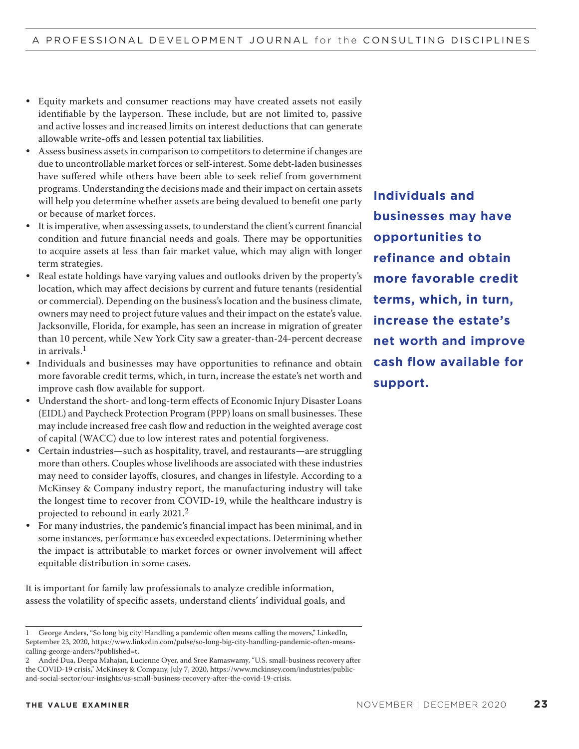- Equity markets and consumer reactions may have created assets not easily identifiable by the layperson. These include, but are not limited to, passive and active losses and increased limits on interest deductions that can generate allowable write-offs and lessen potential tax liabilities.
- Assess business assets in comparison to competitors to determine if changes are due to uncontrollable market forces or self-interest. Some debt-laden businesses have suffered while others have been able to seek relief from government programs. Understanding the decisions made and their impact on certain assets will help you determine whether assets are being devalued to benefit one party or because of market forces.
- It is imperative, when assessing assets, to understand the client's current financial condition and future financial needs and goals. There may be opportunities to acquire assets at less than fair market value, which may align with longer term strategies.
- Real estate holdings have varying values and outlooks driven by the property's location, which may affect decisions by current and future tenants (residential or commercial). Depending on the business's location and the business climate, owners may need to project future values and their impact on the estate's value. Jacksonville, Florida, for example, has seen an increase in migration of greater than 10 percent, while New York City saw a greater-than-24-percent decrease in arrivals.[1]
- Individuals and businesses may have opportunities to refinance and obtain more favorable credit terms, which, in turn, increase the estate's net worth and improve cash flow available for support.
- Understand the short- and long-term effects of Economic Injury Disaster Loans (EIDL) and Paycheck Protection Program (PPP) loans on small businesses. These may include increased free cash flow and reduction in the weighted average cost of capital (WACC) due to low interest rates and potential forgiveness.
- Certain industries—such as hospitality, travel, and restaurants—are struggling more than others. Couples whose livelihoods are associated with these industries may need to consider layoffs, closures, and changes in lifestyle. According to a McKinsey & Company industry report, the manufacturing industry will take the longest time to recover from COVID-19, while the healthcare industry is projected to rebound in early 2021.[2]
- For many industries, the pandemic's financial impact has been minimal, and in some instances, performance has exceeded expectations. Determining whether the impact is attributable to market forces or owner involvement will affect equitable distribution in some cases.

**Individuals and businesses may have opportunities to refinance and obtain more favorable credit terms, which, in turn, increase the estate's net worth and improve cash flow available for support.**

It is important for family law professionals to analyze credible information, assess the volatility of specific assets, understand clients' individual goals, and

---

1 George Anders, "So long big city! Handling a pandemic often means calling the movers," LinkedIn, September 23, 2020, https://www.linkedin.com/pulse/so-long-big-city-handling-pandemic-often-means-calling-george-anders/?published=t.

2 André Dua, Deepa Mahajan, Lucienne Oyer, and Sree Ramaswamy, "U.S. small-business recovery after the COVID-19 crisis," McKinsey & Company, July 7, 2020, https://www.mckinsey.com/industries/public-and-social-sector/our-insights/us-small-business-recovery-after-the-covid-19-crisis.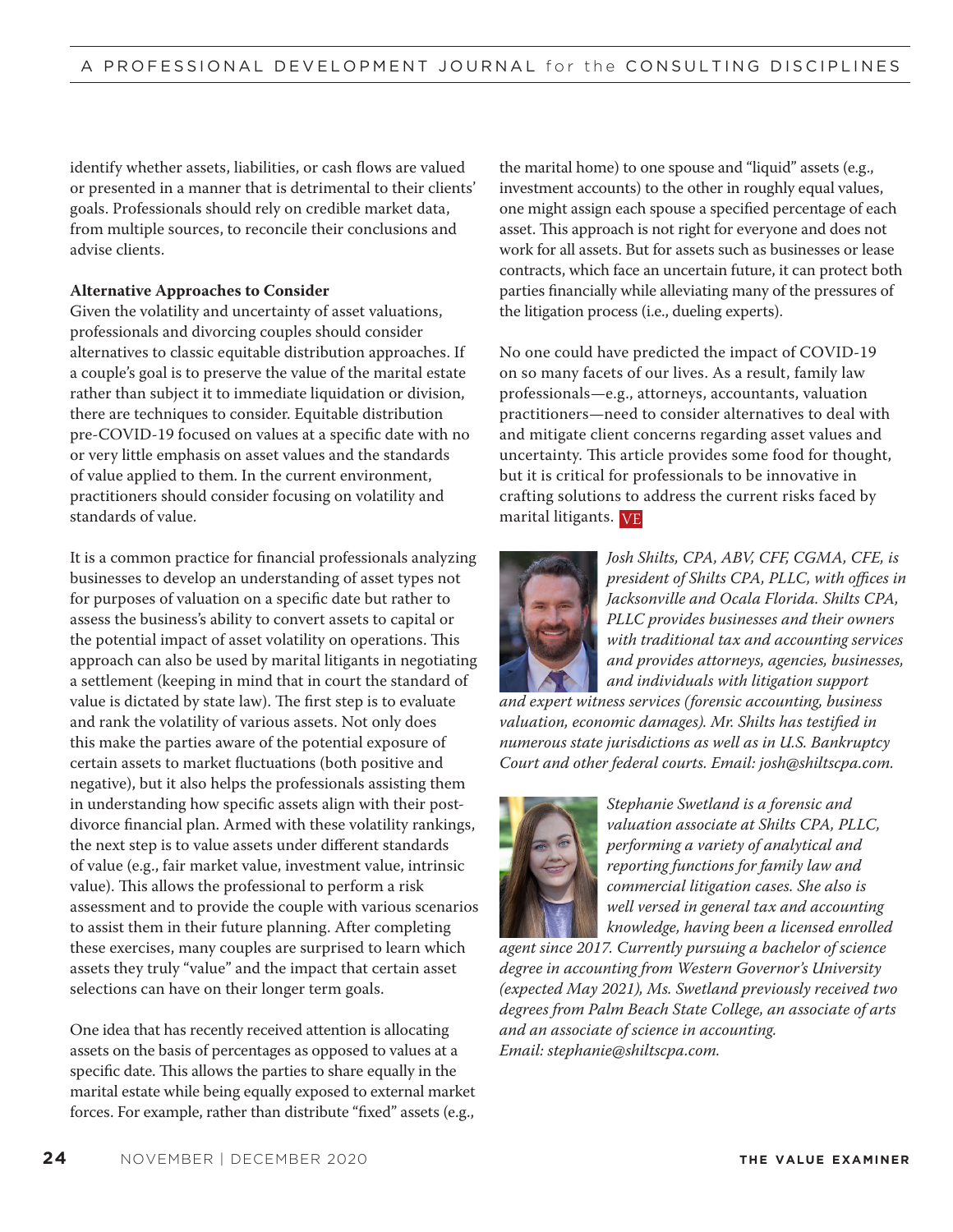identify whether assets, liabilities, or cash flows are valued or presented in a manner that is detrimental to their clients' goals. Professionals should rely on credible market data, from multiple sources, to reconcile their conclusions and advise clients.

**Alternative Approaches to Consider**

Given the volatility and uncertainty of asset valuations, professionals and divorcing couples should consider alternatives to classic equitable distribution approaches. If a couple's goal is to preserve the value of the marital estate rather than subject it to immediate liquidation or division, there are techniques to consider. Equitable distribution pre-COVID-19 focused on values at a specific date with no or very little emphasis on asset values and the standards of value applied to them. In the current environment, practitioners should consider focusing on volatility and standards of value.

It is a common practice for financial professionals analyzing businesses to develop an understanding of asset types not for purposes of valuation on a specific date but rather to assess the business's ability to convert assets to capital or the potential impact of asset volatility on operations. This approach can also be used by marital litigants in negotiating a settlement (keeping in mind that in court the standard of value is dictated by state law). The first step is to evaluate and rank the volatility of various assets. Not only does this make the parties aware of the potential exposure of certain assets to market fluctuations (both positive and negative), but it also helps the professionals assisting them in understanding how specific assets align with their post-divorce financial plan. Armed with these volatility rankings, the next step is to value assets under different standards of value (e.g., fair market value, investment value, intrinsic value). This allows the professional to perform a risk assessment and to provide the couple with various scenarios to assist them in their future planning. After completing these exercises, many couples are surprised to learn which assets they truly "value" and the impact that certain asset selections can have on their longer term goals.

One idea that has recently received attention is allocating assets on the basis of percentages as opposed to values at a specific date. This allows the parties to share equally in the marital estate while being equally exposed to external market forces. For example, rather than distribute "fixed" assets (e.g., the marital home) to one spouse and "liquid" assets (e.g., investment accounts) to the other in roughly equal values, one might assign each spouse a specified percentage of each asset. This approach is not right for everyone and does not work for all assets. But for assets such as businesses or lease contracts, which face an uncertain future, it can protect both parties financially while alleviating many of the pressures of the litigation process (i.e., dueling experts).

No one could have predicted the impact of COVID-19 on so many facets of our lives. As a result, family law professionals—e.g., attorneys, accountants, valuation practitioners—need to consider alternatives to deal with and mitigate client concerns regarding asset values and uncertainty. This article provides some food for thought, but it is critical for professionals to be innovative in crafting solutions to address the current risks faced by marital litigants. VE

*Josh Shilts, CPA, ABV, CFF, CGMA, CFE, is president of Shilts CPA, PLLC, with offices in Jacksonville and Ocala Florida. Shilts CPA, PLLC provides businesses and their owners with traditional tax and accounting services and provides attorneys, agencies, businesses, and individuals with litigation support and expert witness services (forensic accounting, business valuation, economic damages). Mr. Shilts has testified in numerous state jurisdictions as well as in U.S. Bankruptcy Court and other federal courts. Email: josh@shiltscpa.com.*

*Stephanie Swetland is a forensic and valuation associate at Shilts CPA, PLLC, performing a variety of analytical and reporting functions for family law and commercial litigation cases. She also is well versed in general tax and accounting knowledge, having been a licensed enrolled agent since 2017. Currently pursuing a bachelor of science degree in accounting from Western Governor's University (expected May 2021), Ms. Swetland previously received two degrees from Palm Beach State College, an associate of arts and an associate of science in accounting. Email: stephanie@shiltscpa.com.*